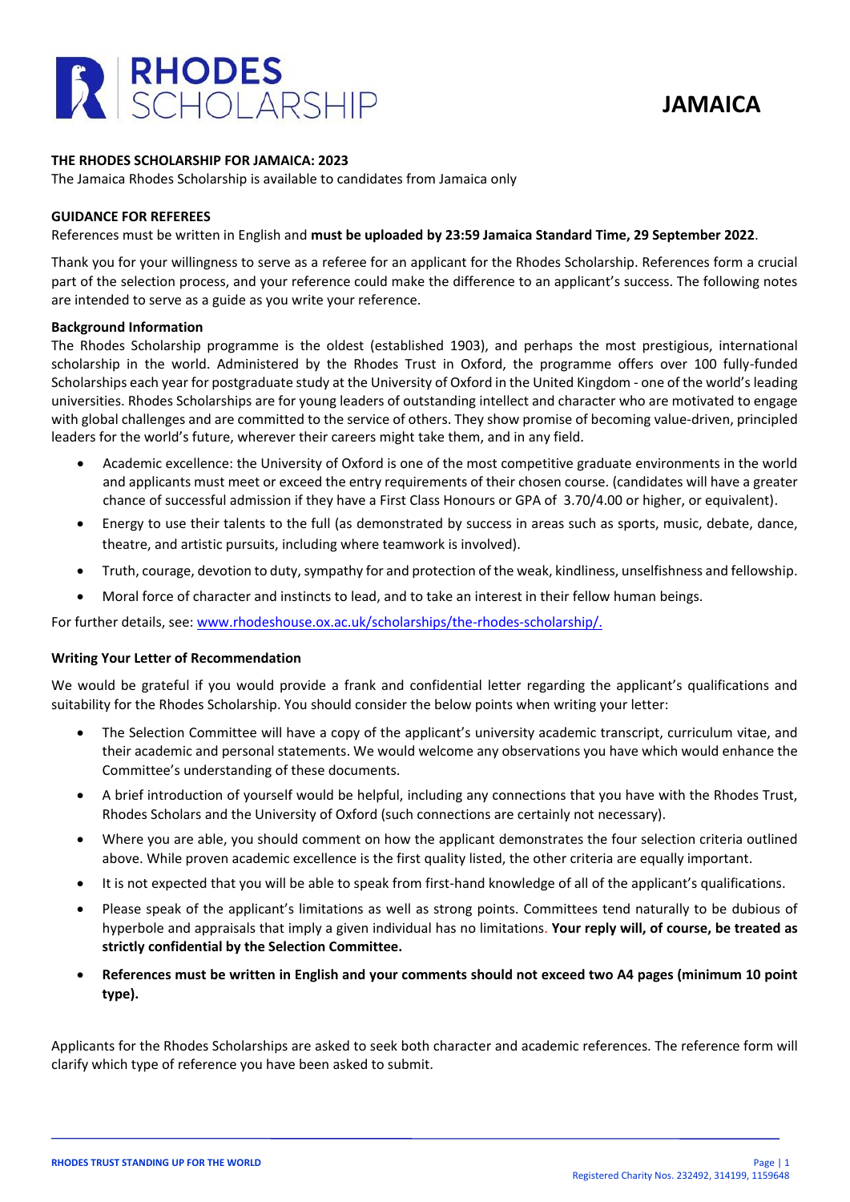# RHODES SCHOLARSHIP

# JAMAICA

**THE RHODES SCHOLARSHIP FOR JAMAICA: 2023**

The Jamaica Rhodes Scholarship is available to candidates from Jamaica only

**GUIDANCE FOR REFEREES**

References must be written in English and **must be uploaded by 23:59 Jamaica Standard Time, 29 September 2022**.

Thank you for your willingness to serve as a referee for an applicant for the Rhodes Scholarship. References form a crucial part of the selection process, and your reference could make the difference to an applicant's success. The following notes are intended to serve as a guide as you write your reference.

**Background Information**

The Rhodes Scholarship programme is the oldest (established 1903), and perhaps the most prestigious, international scholarship in the world. Administered by the Rhodes Trust in Oxford, the programme offers over 100 fully-funded Scholarships each year for postgraduate study at the University of Oxford in the United Kingdom - one of the world's leading universities. Rhodes Scholarships are for young leaders of outstanding intellect and character who are motivated to engage with global challenges and are committed to the service of others. They show promise of becoming value-driven, principled leaders for the world's future, wherever their careers might take them, and in any field.

- Academic excellence: the University of Oxford is one of the most competitive graduate environments in the world and applicants must meet or exceed the entry requirements of their chosen course. (candidates will have a greater chance of successful admission if they have a First Class Honours or GPA of 3.70/4.00 or higher, or equivalent).
- Energy to use their talents to the full (as demonstrated by success in areas such as sports, music, debate, dance, theatre, and artistic pursuits, including where teamwork is involved).
- Truth, courage, devotion to duty, sympathy for and protection of the weak, kindliness, unselfishness and fellowship.
- Moral force of character and instincts to lead, and to take an interest in their fellow human beings.

For further details, see: www.rhodeshouse.ox.ac.uk/scholarships/the-rhodes-scholarship/.

**Writing Your Letter of Recommendation**

We would be grateful if you would provide a frank and confidential letter regarding the applicant's qualifications and suitability for the Rhodes Scholarship. You should consider the below points when writing your letter:

- The Selection Committee will have a copy of the applicant's university academic transcript, curriculum vitae, and their academic and personal statements. We would welcome any observations you have which would enhance the Committee's understanding of these documents.
- A brief introduction of yourself would be helpful, including any connections that you have with the Rhodes Trust, Rhodes Scholars and the University of Oxford (such connections are certainly not necessary).
- Where you are able, you should comment on how the applicant demonstrates the four selection criteria outlined above. While proven academic excellence is the first quality listed, the other criteria are equally important.
- It is not expected that you will be able to speak from first-hand knowledge of all of the applicant's qualifications.
- Please speak of the applicant's limitations as well as strong points. Committees tend naturally to be dubious of hyperbole and appraisals that imply a given individual has no limitations. **Your reply will, of course, be treated as strictly confidential by the Selection Committee.**
- **References must be written in English and your comments should not exceed two A4 pages (minimum 10 point type).**

Applicants for the Rhodes Scholarships are asked to seek both character and academic references. The reference form will clarify which type of reference you have been asked to submit.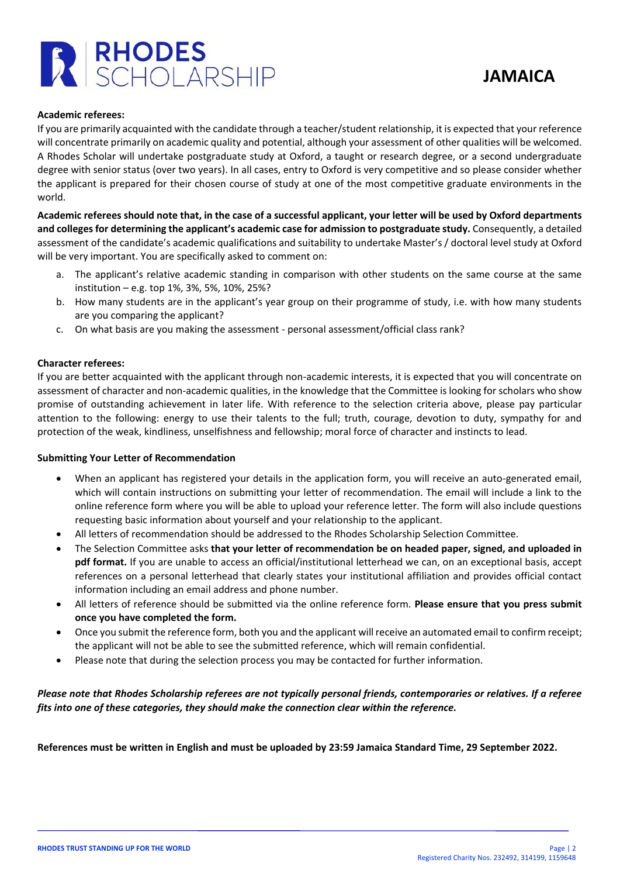**Academic referees:**

If you are primarily acquainted with the candidate through a teacher/student relationship, it is expected that your reference will concentrate primarily on academic quality and potential, although your assessment of other qualities will be welcomed. A Rhodes Scholar will undertake postgraduate study at Oxford, a taught or research degree, or a second undergraduate degree with senior status (over two years). In all cases, entry to Oxford is very competitive and so please consider whether the applicant is prepared for their chosen course of study at one of the most competitive graduate environments in the world.

**Academic referees should note that, in the case of a successful applicant, your letter will be used by Oxford departments and colleges for determining the applicant's academic case for admission to postgraduate study.** Consequently, a detailed assessment of the candidate's academic qualifications and suitability to undertake Master's / doctoral level study at Oxford will be very important. You are specifically asked to comment on:

a. The applicant's relative academic standing in comparison with other students on the same course at the same institution – e.g. top 1%, 3%, 5%, 10%, 25%?
b. How many students are in the applicant's year group on their programme of study, i.e. with how many students are you comparing the applicant?
c. On what basis are you making the assessment - personal assessment/official class rank?

**Character referees:**

If you are better acquainted with the applicant through non-academic interests, it is expected that you will concentrate on assessment of character and non-academic qualities, in the knowledge that the Committee is looking for scholars who show promise of outstanding achievement in later life. With reference to the selection criteria above, please pay particular attention to the following: energy to use their talents to the full; truth, courage, devotion to duty, sympathy for and protection of the weak, kindliness, unselfishness and fellowship; moral force of character and instincts to lead.

**Submitting Your Letter of Recommendation**

- When an applicant has registered your details in the application form, you will receive an auto-generated email, which will contain instructions on submitting your letter of recommendation. The email will include a link to the online reference form where you will be able to upload your reference letter. The form will also include questions requesting basic information about yourself and your relationship to the applicant.
- All letters of recommendation should be addressed to the Rhodes Scholarship Selection Committee.
- The Selection Committee asks **that your letter of recommendation be on headed paper, signed, and uploaded in pdf format.** If you are unable to access an official/institutional letterhead we can, on an exceptional basis, accept references on a personal letterhead that clearly states your institutional affiliation and provides official contact information including an email address and phone number.
- All letters of reference should be submitted via the online reference form. **Please ensure that you press submit once you have completed the form.**
- Once you submit the reference form, both you and the applicant will receive an automated email to confirm receipt; the applicant will not be able to see the submitted reference, which will remain confidential.
- Please note that during the selection process you may be contacted for further information.

***Please note that Rhodes Scholarship referees are not typically personal friends, contemporaries or relatives. If a referee fits into one of these categories, they should make the connection clear within the reference.***

**References must be written in English and must be uploaded by 23:59 Jamaica Standard Time, 29 September 2022.**